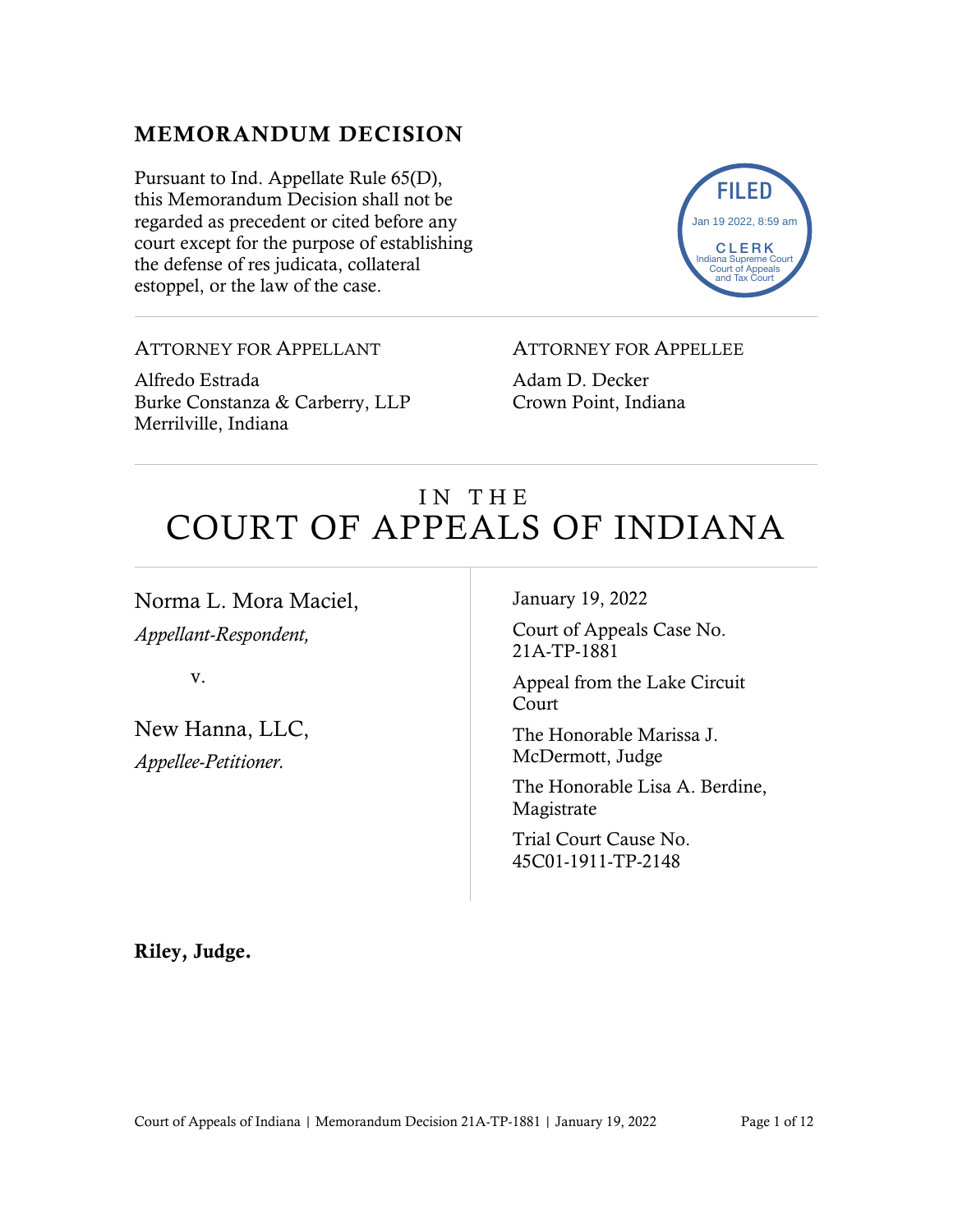## MEMORANDUM DECISION

Pursuant to Ind. Appellate Rule 65(D), this Memorandum Decision shall not be regarded as precedent or cited before any court except for the purpose of establishing the defense of res judicata, collateral estoppel, or the law of the case.

FILED
Jan 19 2022, 8:59 am
CLERK
Indiana Supreme Court
Court of Appeals
and Tax Court

---

ATTORNEY FOR APPELLANT

Alfredo Estrada
Burke Constanza & Carberry, LLP
Merrilville, Indiana

ATTORNEY FOR APPELLEE

Adam D. Decker
Crown Point, Indiana

---

# IN THE COURT OF APPEALS OF INDIANA

Norma L. Mora Maciel,
*Appellant-Respondent,*

v.

New Hanna, LLC,
*Appellee-Petitioner.*

January 19, 2022

Court of Appeals Case No. 21A-TP-1881

Appeal from the Lake Circuit Court

The Honorable Marissa J. McDermott, Judge

The Honorable Lisa A. Berdine, Magistrate

Trial Court Cause No. 45C01-1911-TP-2148

**Riley, Judge.**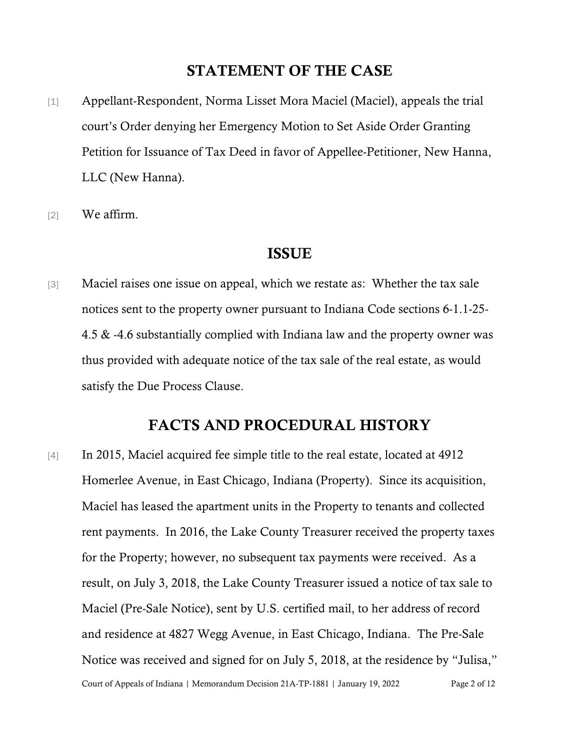## STATEMENT OF THE CASE

[1] Appellant-Respondent, Norma Lisset Mora Maciel (Maciel), appeals the trial court's Order denying her Emergency Motion to Set Aside Order Granting Petition for Issuance of Tax Deed in favor of Appellee-Petitioner, New Hanna, LLC (New Hanna).

[2] We affirm.

## ISSUE

[3] Maciel raises one issue on appeal, which we restate as: Whether the tax sale notices sent to the property owner pursuant to Indiana Code sections 6-1.1-25-4.5 & -4.6 substantially complied with Indiana law and the property owner was thus provided with adequate notice of the tax sale of the real estate, as would satisfy the Due Process Clause.

## FACTS AND PROCEDURAL HISTORY

[4] In 2015, Maciel acquired fee simple title to the real estate, located at 4912 Homerlee Avenue, in East Chicago, Indiana (Property). Since its acquisition, Maciel has leased the apartment units in the Property to tenants and collected rent payments. In 2016, the Lake County Treasurer received the property taxes for the Property; however, no subsequent tax payments were received. As a result, on July 3, 2018, the Lake County Treasurer issued a notice of tax sale to Maciel (Pre-Sale Notice), sent by U.S. certified mail, to her address of record and residence at 4827 Wegg Avenue, in East Chicago, Indiana. The Pre-Sale Notice was received and signed for on July 5, 2018, at the residence by "Julisa,"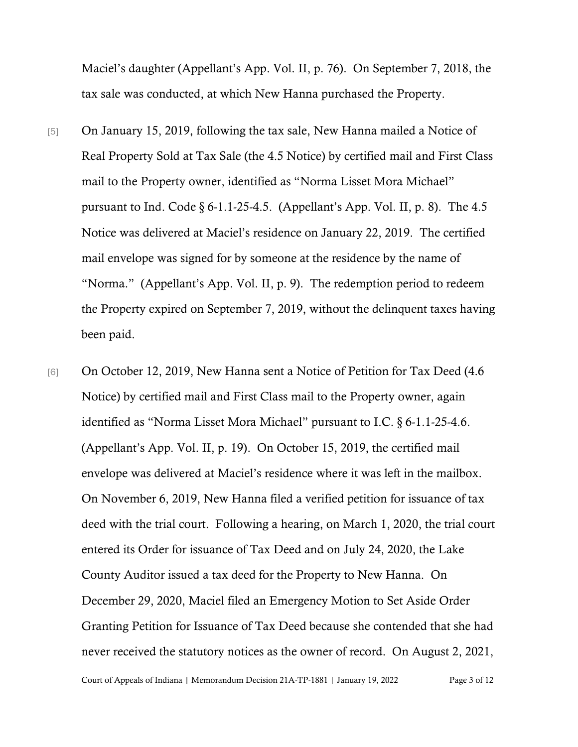Maciel's daughter (Appellant's App. Vol. II, p. 76). On September 7, 2018, the tax sale was conducted, at which New Hanna purchased the Property.

[5] On January 15, 2019, following the tax sale, New Hanna mailed a Notice of Real Property Sold at Tax Sale (the 4.5 Notice) by certified mail and First Class mail to the Property owner, identified as "Norma Lisset Mora Michael" pursuant to Ind. Code § 6-1.1-25-4.5. (Appellant's App. Vol. II, p. 8). The 4.5 Notice was delivered at Maciel's residence on January 22, 2019. The certified mail envelope was signed for by someone at the residence by the name of "Norma." (Appellant's App. Vol. II, p. 9). The redemption period to redeem the Property expired on September 7, 2019, without the delinquent taxes having been paid.

[6] On October 12, 2019, New Hanna sent a Notice of Petition for Tax Deed (4.6 Notice) by certified mail and First Class mail to the Property owner, again identified as "Norma Lisset Mora Michael" pursuant to I.C. § 6-1.1-25-4.6. (Appellant's App. Vol. II, p. 19). On October 15, 2019, the certified mail envelope was delivered at Maciel's residence where it was left in the mailbox. On November 6, 2019, New Hanna filed a verified petition for issuance of tax deed with the trial court. Following a hearing, on March 1, 2020, the trial court entered its Order for issuance of Tax Deed and on July 24, 2020, the Lake County Auditor issued a tax deed for the Property to New Hanna. On December 29, 2020, Maciel filed an Emergency Motion to Set Aside Order Granting Petition for Issuance of Tax Deed because she contended that she had never received the statutory notices as the owner of record. On August 2, 2021,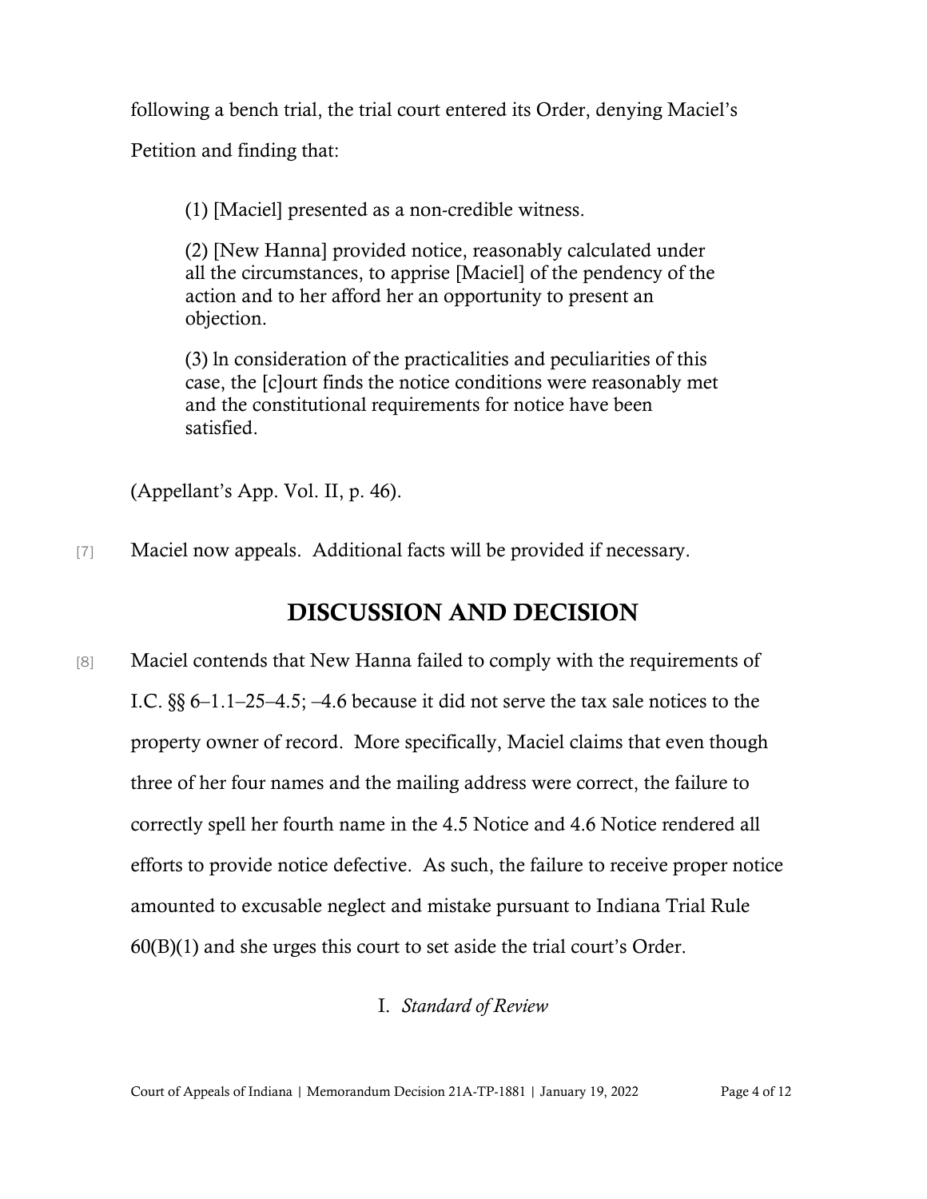following a bench trial, the trial court entered its Order, denying Maciel's Petition and finding that:

> (1) [Maciel] presented as a non-credible witness.
>
> (2) [New Hanna] provided notice, reasonably calculated under all the circumstances, to apprise [Maciel] of the pendency of the action and to her afford her an opportunity to present an objection.
>
> (3) ln consideration of the practicalities and peculiarities of this case, the [c]ourt finds the notice conditions were reasonably met and the constitutional requirements for notice have been satisfied.

(Appellant's App. Vol. II, p. 46).

[7] Maciel now appeals. Additional facts will be provided if necessary.

## DISCUSSION AND DECISION

[8] Maciel contends that New Hanna failed to comply with the requirements of I.C. §§ 6–1.1–25–4.5; –4.6 because it did not serve the tax sale notices to the property owner of record. More specifically, Maciel claims that even though three of her four names and the mailing address were correct, the failure to correctly spell her fourth name in the 4.5 Notice and 4.6 Notice rendered all efforts to provide notice defective. As such, the failure to receive proper notice amounted to excusable neglect and mistake pursuant to Indiana Trial Rule 60(B)(1) and she urges this court to set aside the trial court's Order.

### I. *Standard of Review*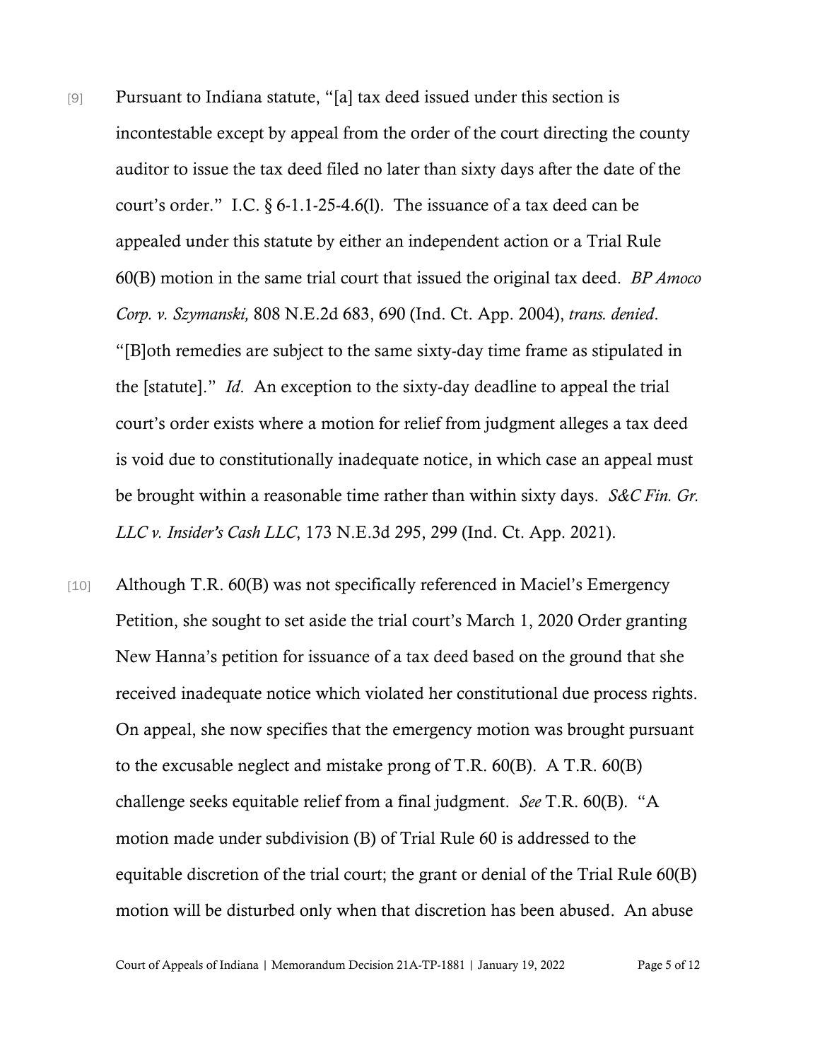[9] Pursuant to Indiana statute, "[a] tax deed issued under this section is incontestable except by appeal from the order of the court directing the county auditor to issue the tax deed filed no later than sixty days after the date of the court's order." I.C. § 6-1.1-25-4.6(l). The issuance of a tax deed can be appealed under this statute by either an independent action or a Trial Rule 60(B) motion in the same trial court that issued the original tax deed. *BP Amoco Corp. v. Szymanski,* 808 N.E.2d 683, 690 (Ind. Ct. App. 2004), *trans. denied*. "[B]oth remedies are subject to the same sixty-day time frame as stipulated in the [statute]." *Id*. An exception to the sixty-day deadline to appeal the trial court's order exists where a motion for relief from judgment alleges a tax deed is void due to constitutionally inadequate notice, in which case an appeal must be brought within a reasonable time rather than within sixty days. *S&C Fin. Gr. LLC v. Insider's Cash LLC*, 173 N.E.3d 295, 299 (Ind. Ct. App. 2021).

[10] Although T.R. 60(B) was not specifically referenced in Maciel's Emergency Petition, she sought to set aside the trial court's March 1, 2020 Order granting New Hanna's petition for issuance of a tax deed based on the ground that she received inadequate notice which violated her constitutional due process rights. On appeal, she now specifies that the emergency motion was brought pursuant to the excusable neglect and mistake prong of T.R. 60(B). A T.R. 60(B) challenge seeks equitable relief from a final judgment. *See* T.R. 60(B). "A motion made under subdivision (B) of Trial Rule 60 is addressed to the equitable discretion of the trial court; the grant or denial of the Trial Rule 60(B) motion will be disturbed only when that discretion has been abused. An abuse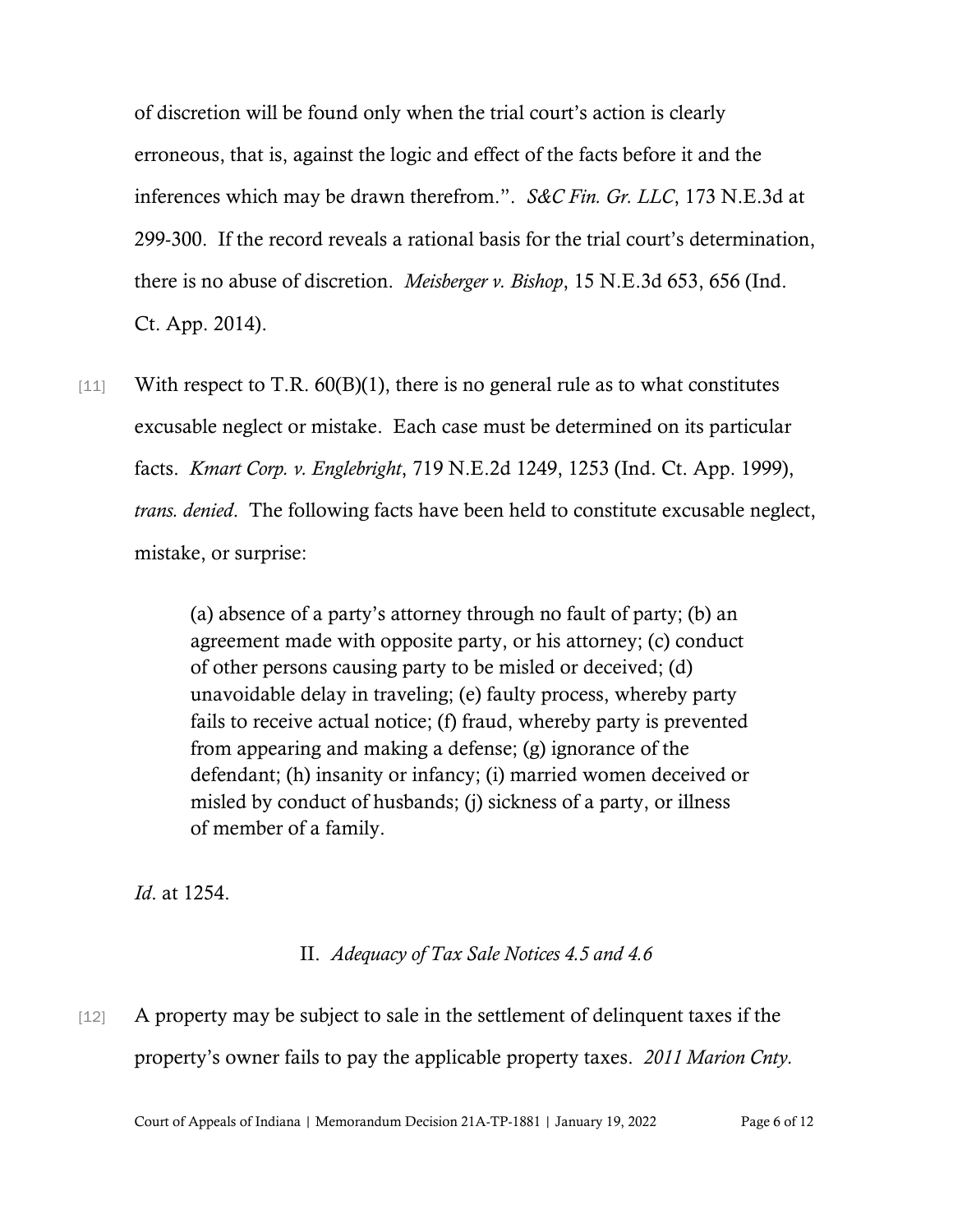of discretion will be found only when the trial court's action is clearly erroneous, that is, against the logic and effect of the facts before it and the inferences which may be drawn therefrom.". *S&C Fin. Gr. LLC*, 173 N.E.3d at 299-300. If the record reveals a rational basis for the trial court's determination, there is no abuse of discretion. *Meisberger v. Bishop*, 15 N.E.3d 653, 656 (Ind. Ct. App. 2014).

[11] With respect to T.R. 60(B)(1), there is no general rule as to what constitutes excusable neglect or mistake. Each case must be determined on its particular facts. *Kmart Corp. v. Englebright*, 719 N.E.2d 1249, 1253 (Ind. Ct. App. 1999), *trans. denied*. The following facts have been held to constitute excusable neglect, mistake, or surprise:

> (a) absence of a party's attorney through no fault of party; (b) an agreement made with opposite party, or his attorney; (c) conduct of other persons causing party to be misled or deceived; (d) unavoidable delay in traveling; (e) faulty process, whereby party fails to receive actual notice; (f) fraud, whereby party is prevented from appearing and making a defense; (g) ignorance of the defendant; (h) insanity or infancy; (i) married women deceived or misled by conduct of husbands; (j) sickness of a party, or illness of member of a family.

*Id*. at 1254.

## II. *Adequacy of Tax Sale Notices 4.5 and 4.6*

[12] A property may be subject to sale in the settlement of delinquent taxes if the property's owner fails to pay the applicable property taxes. *2011 Marion Cnty.*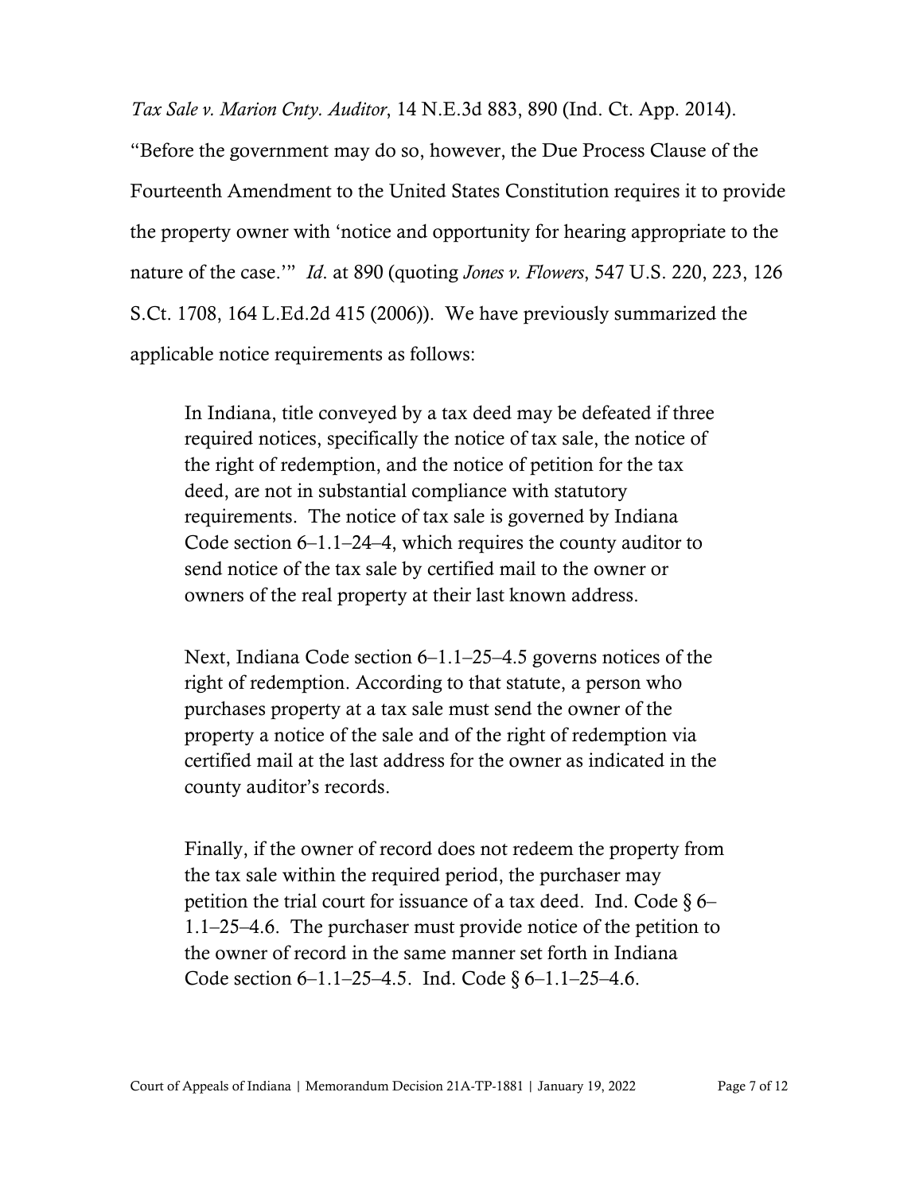*Tax Sale v. Marion Cnty. Auditor*, 14 N.E.3d 883, 890 (Ind. Ct. App. 2014). "Before the government may do so, however, the Due Process Clause of the Fourteenth Amendment to the United States Constitution requires it to provide the property owner with 'notice and opportunity for hearing appropriate to the nature of the case.'" *Id*. at 890 (quoting *Jones v. Flowers*, 547 U.S. 220, 223, 126 S.Ct. 1708, 164 L.Ed.2d 415 (2006)). We have previously summarized the applicable notice requirements as follows:

> In Indiana, title conveyed by a tax deed may be defeated if three required notices, specifically the notice of tax sale, the notice of the right of redemption, and the notice of petition for the tax deed, are not in substantial compliance with statutory requirements. The notice of tax sale is governed by Indiana Code section 6–1.1–24–4, which requires the county auditor to send notice of the tax sale by certified mail to the owner or owners of the real property at their last known address.
>
> Next, Indiana Code section 6–1.1–25–4.5 governs notices of the right of redemption. According to that statute, a person who purchases property at a tax sale must send the owner of the property a notice of the sale and of the right of redemption via certified mail at the last address for the owner as indicated in the county auditor's records.
>
> Finally, if the owner of record does not redeem the property from the tax sale within the required period, the purchaser may petition the trial court for issuance of a tax deed. Ind. Code § 6–1.1–25–4.6. The purchaser must provide notice of the petition to the owner of record in the same manner set forth in Indiana Code section 6–1.1–25–4.5. Ind. Code § 6–1.1–25–4.6.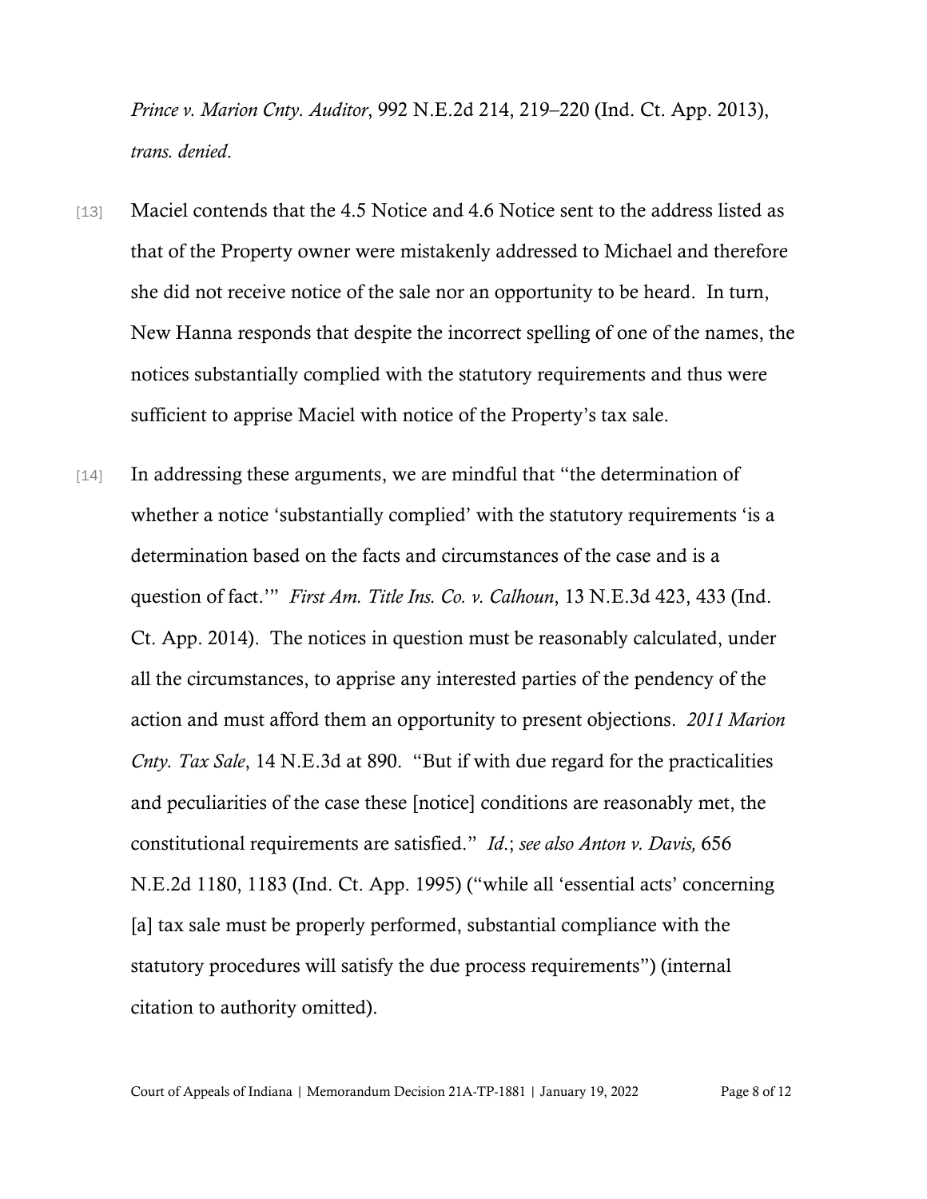*Prince v. Marion Cnty. Auditor*, 992 N.E.2d 214, 219–220 (Ind. Ct. App. 2013), *trans. denied*.

[13] Maciel contends that the 4.5 Notice and 4.6 Notice sent to the address listed as that of the Property owner were mistakenly addressed to Michael and therefore she did not receive notice of the sale nor an opportunity to be heard. In turn, New Hanna responds that despite the incorrect spelling of one of the names, the notices substantially complied with the statutory requirements and thus were sufficient to apprise Maciel with notice of the Property's tax sale.

[14] In addressing these arguments, we are mindful that "the determination of whether a notice 'substantially complied' with the statutory requirements 'is a determination based on the facts and circumstances of the case and is a question of fact.'" *First Am. Title Ins. Co. v. Calhoun*, 13 N.E.3d 423, 433 (Ind. Ct. App. 2014). The notices in question must be reasonably calculated, under all the circumstances, to apprise any interested parties of the pendency of the action and must afford them an opportunity to present objections. *2011 Marion Cnty. Tax Sale*, 14 N.E.3d at 890. "But if with due regard for the practicalities and peculiarities of the case these [notice] conditions are reasonably met, the constitutional requirements are satisfied." *Id.*; *see also Anton v. Davis,* 656 N.E.2d 1180, 1183 (Ind. Ct. App. 1995) ("while all 'essential acts' concerning [a] tax sale must be properly performed, substantial compliance with the statutory procedures will satisfy the due process requirements") (internal citation to authority omitted).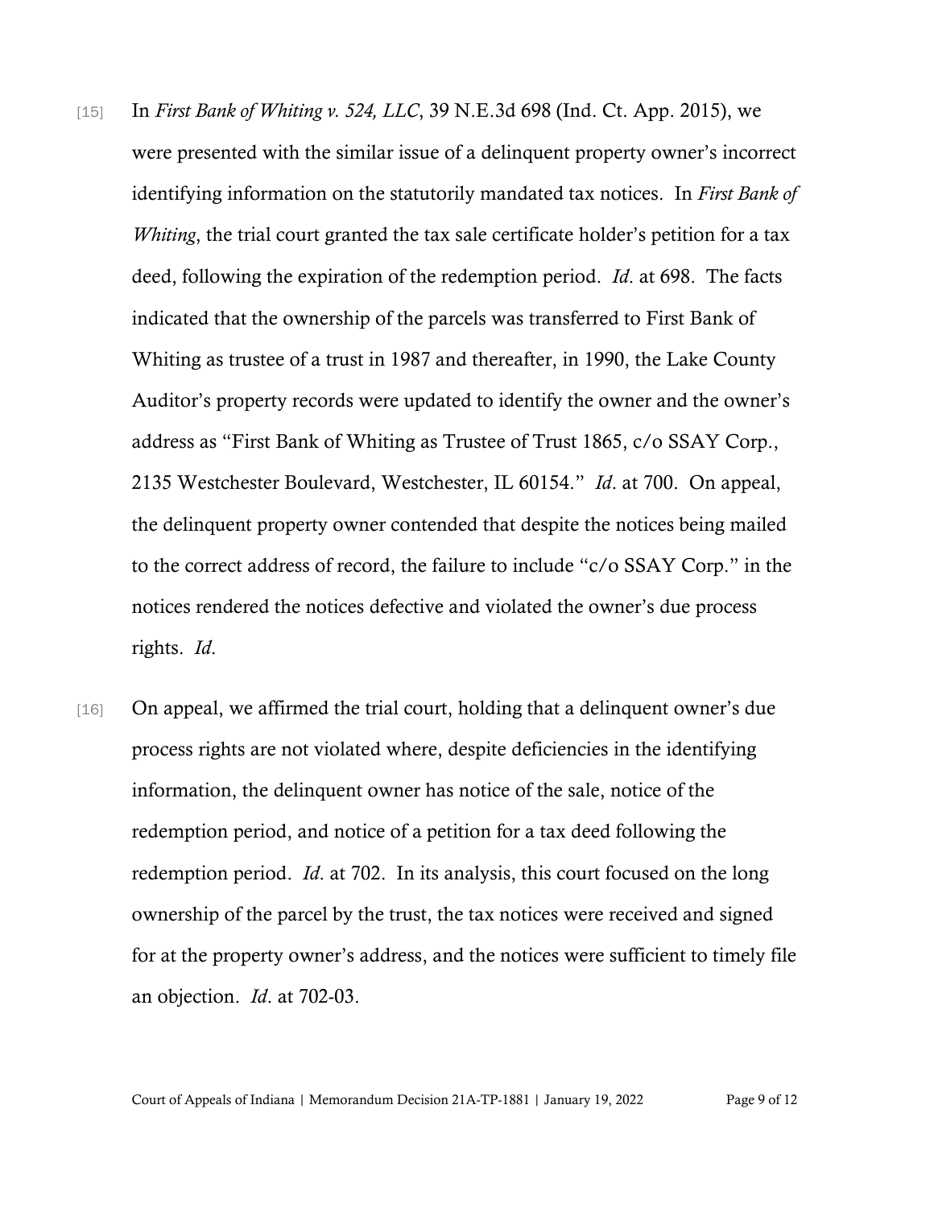[15] In *First Bank of Whiting v. 524, LLC*, 39 N.E.3d 698 (Ind. Ct. App. 2015), we were presented with the similar issue of a delinquent property owner's incorrect identifying information on the statutorily mandated tax notices. In *First Bank of Whiting*, the trial court granted the tax sale certificate holder's petition for a tax deed, following the expiration of the redemption period. *Id*. at 698. The facts indicated that the ownership of the parcels was transferred to First Bank of Whiting as trustee of a trust in 1987 and thereafter, in 1990, the Lake County Auditor's property records were updated to identify the owner and the owner's address as "First Bank of Whiting as Trustee of Trust 1865, c/o SSAY Corp., 2135 Westchester Boulevard, Westchester, IL 60154." *Id*. at 700. On appeal, the delinquent property owner contended that despite the notices being mailed to the correct address of record, the failure to include "c/o SSAY Corp." in the notices rendered the notices defective and violated the owner's due process rights. *Id*.

[16] On appeal, we affirmed the trial court, holding that a delinquent owner's due process rights are not violated where, despite deficiencies in the identifying information, the delinquent owner has notice of the sale, notice of the redemption period, and notice of a petition for a tax deed following the redemption period. *Id*. at 702. In its analysis, this court focused on the long ownership of the parcel by the trust, the tax notices were received and signed for at the property owner's address, and the notices were sufficient to timely file an objection. *Id*. at 702-03.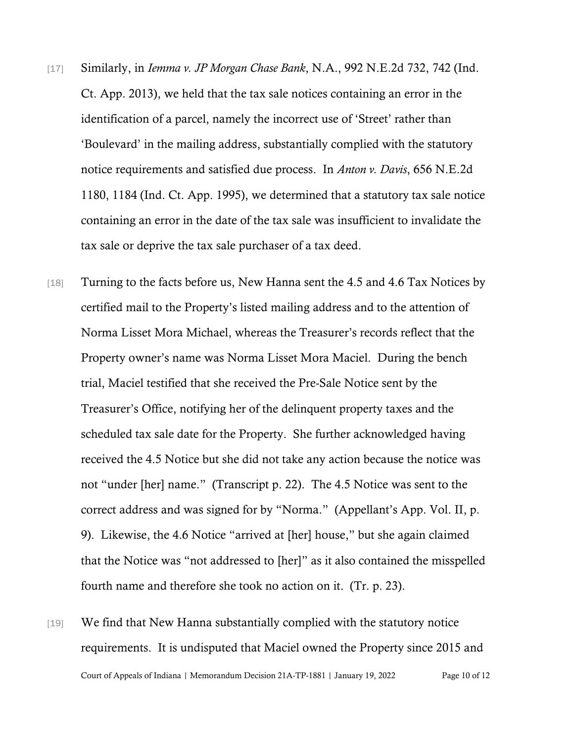[17] Similarly, in *Iemma v. JP Morgan Chase Bank*, N.A., 992 N.E.2d 732, 742 (Ind. Ct. App. 2013), we held that the tax sale notices containing an error in the identification of a parcel, namely the incorrect use of 'Street' rather than 'Boulevard' in the mailing address, substantially complied with the statutory notice requirements and satisfied due process. In *Anton v. Davis*, 656 N.E.2d 1180, 1184 (Ind. Ct. App. 1995), we determined that a statutory tax sale notice containing an error in the date of the tax sale was insufficient to invalidate the tax sale or deprive the tax sale purchaser of a tax deed.

[18] Turning to the facts before us, New Hanna sent the 4.5 and 4.6 Tax Notices by certified mail to the Property's listed mailing address and to the attention of Norma Lisset Mora Michael, whereas the Treasurer's records reflect that the Property owner's name was Norma Lisset Mora Maciel. During the bench trial, Maciel testified that she received the Pre-Sale Notice sent by the Treasurer's Office, notifying her of the delinquent property taxes and the scheduled tax sale date for the Property. She further acknowledged having received the 4.5 Notice but she did not take any action because the notice was not "under [her] name." (Transcript p. 22). The 4.5 Notice was sent to the correct address and was signed for by "Norma." (Appellant's App. Vol. II, p. 9). Likewise, the 4.6 Notice "arrived at [her] house," but she again claimed that the Notice was "not addressed to [her]" as it also contained the misspelled fourth name and therefore she took no action on it. (Tr. p. 23).

[19] We find that New Hanna substantially complied with the statutory notice requirements. It is undisputed that Maciel owned the Property since 2015 and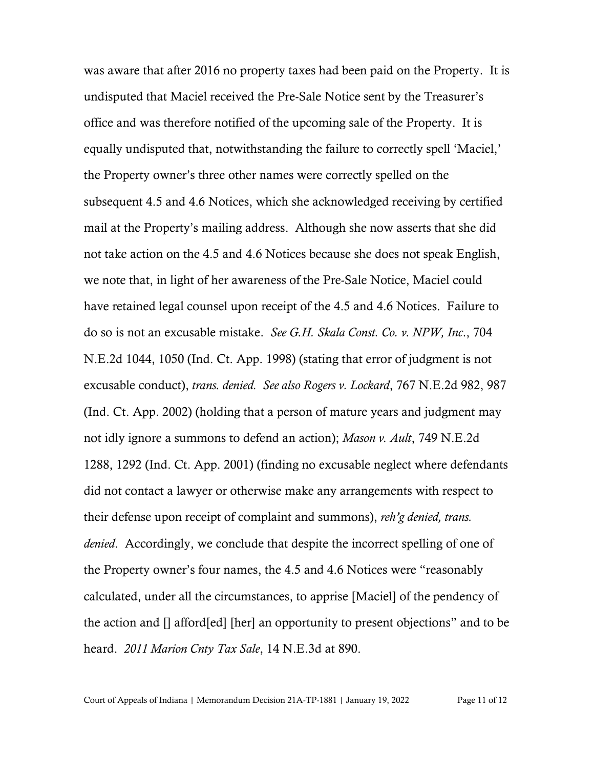was aware that after 2016 no property taxes had been paid on the Property. It is undisputed that Maciel received the Pre-Sale Notice sent by the Treasurer's office and was therefore notified of the upcoming sale of the Property. It is equally undisputed that, notwithstanding the failure to correctly spell 'Maciel,' the Property owner's three other names were correctly spelled on the subsequent 4.5 and 4.6 Notices, which she acknowledged receiving by certified mail at the Property's mailing address. Although she now asserts that she did not take action on the 4.5 and 4.6 Notices because she does not speak English, we note that, in light of her awareness of the Pre-Sale Notice, Maciel could have retained legal counsel upon receipt of the 4.5 and 4.6 Notices. Failure to do so is not an excusable mistake. *See G.H. Skala Const. Co. v. NPW, Inc.*, 704 N.E.2d 1044, 1050 (Ind. Ct. App. 1998) (stating that error of judgment is not excusable conduct), *trans. denied*. *See also Rogers v. Lockard*, 767 N.E.2d 982, 987 (Ind. Ct. App. 2002) (holding that a person of mature years and judgment may not idly ignore a summons to defend an action); *Mason v. Ault*, 749 N.E.2d 1288, 1292 (Ind. Ct. App. 2001) (finding no excusable neglect where defendants did not contact a lawyer or otherwise make any arrangements with respect to their defense upon receipt of complaint and summons), *reh'g denied, trans. denied*. Accordingly, we conclude that despite the incorrect spelling of one of the Property owner's four names, the 4.5 and 4.6 Notices were "reasonably calculated, under all the circumstances, to apprise [Maciel] of the pendency of the action and [] afford[ed] [her] an opportunity to present objections" and to be heard. *2011 Marion Cnty Tax Sale*, 14 N.E.3d at 890.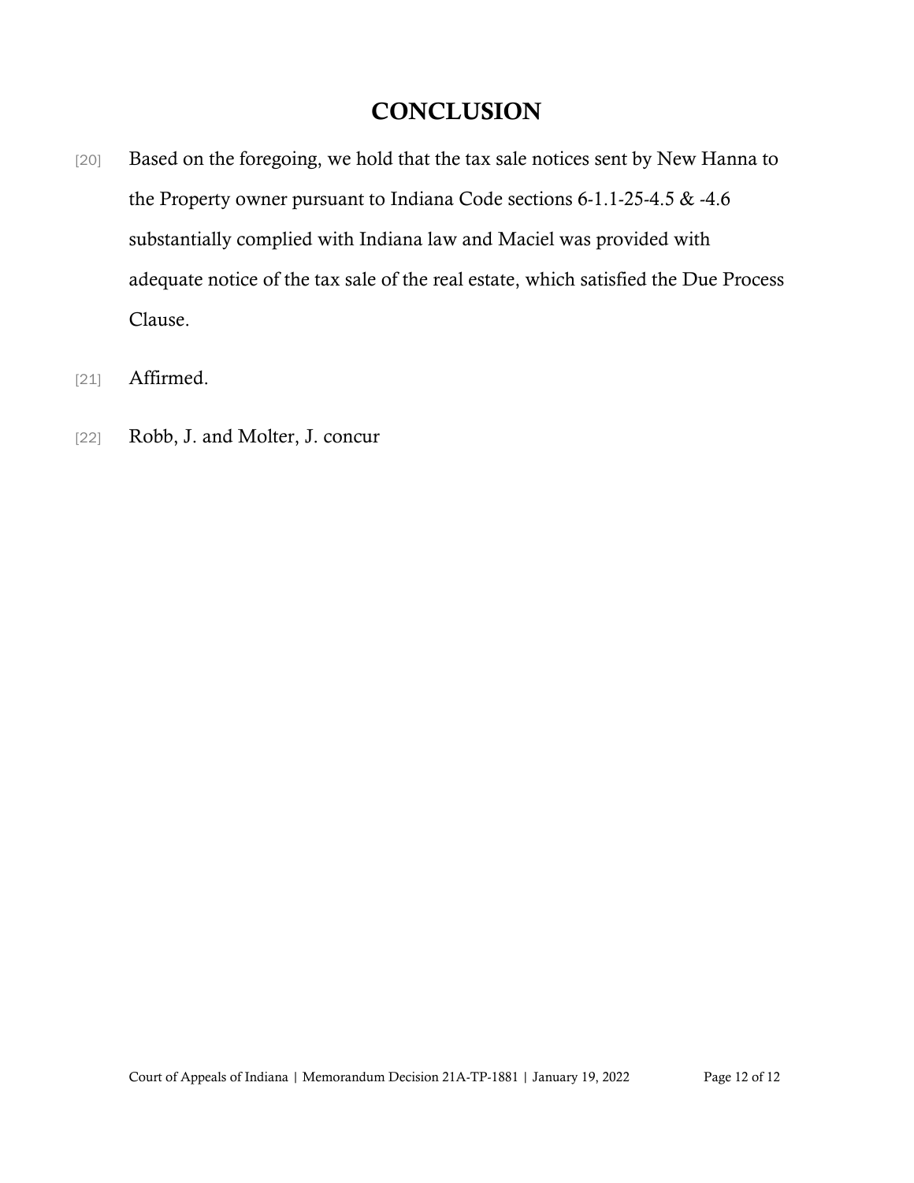# CONCLUSION

[20] Based on the foregoing, we hold that the tax sale notices sent by New Hanna to the Property owner pursuant to Indiana Code sections 6-1.1-25-4.5 & -4.6 substantially complied with Indiana law and Maciel was provided with adequate notice of the tax sale of the real estate, which satisfied the Due Process Clause.

[21] Affirmed.

[22] Robb, J. and Molter, J. concur